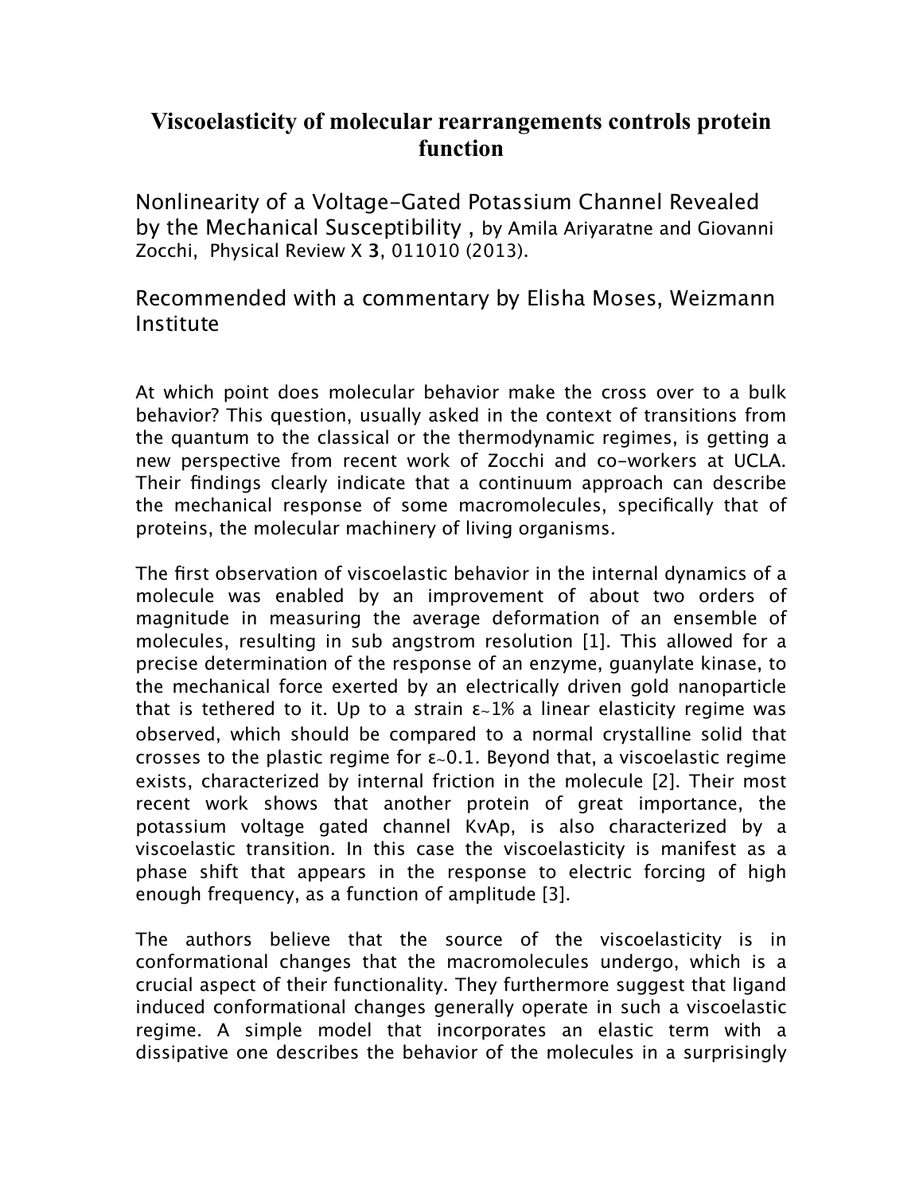# Viscoelasticity of molecular rearrangements controls protein function

Nonlinearity of a Voltage-Gated Potassium Channel Revealed by the Mechanical Susceptibility , by Amila Ariyaratne and Giovanni Zocchi, Physical Review X **3**, 011010 (2013).

Recommended with a commentary by Elisha Moses, Weizmann Institute

At which point does molecular behavior make the cross over to a bulk behavior? This question, usually asked in the context of transitions from the quantum to the classical or the thermodynamic regimes, is getting a new perspective from recent work of Zocchi and co-workers at UCLA. Their findings clearly indicate that a continuum approach can describe the mechanical response of some macromolecules, specifically that of proteins, the molecular machinery of living organisms.

The first observation of viscoelastic behavior in the internal dynamics of a molecule was enabled by an improvement of about two orders of magnitude in measuring the average deformation of an ensemble of molecules, resulting in sub angstrom resolution [1]. This allowed for a precise determination of the response of an enzyme, guanylate kinase, to the mechanical force exerted by an electrically driven gold nanoparticle that is tethered to it. Up to a strain $\varepsilon \sim 1\%$ a linear elasticity regime was observed, which should be compared to a normal crystalline solid that crosses to the plastic regime for $\varepsilon \sim 0.1$. Beyond that, a viscoelastic regime exists, characterized by internal friction in the molecule [2]. Their most recent work shows that another protein of great importance, the potassium voltage gated channel KvAp, is also characterized by a viscoelastic transition. In this case the viscoelasticity is manifest as a phase shift that appears in the response to electric forcing of high enough frequency, as a function of amplitude [3].

The authors believe that the source of the viscoelasticity is in conformational changes that the macromolecules undergo, which is a crucial aspect of their functionality. They furthermore suggest that ligand induced conformational changes generally operate in such a viscoelastic regime. A simple model that incorporates an elastic term with a dissipative one describes the behavior of the molecules in a surprisingly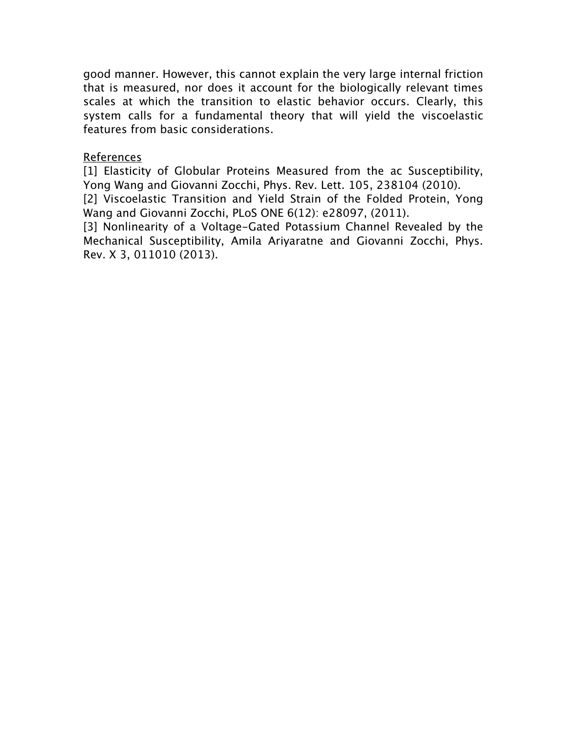good manner. However, this cannot explain the very large internal friction that is measured, nor does it account for the biologically relevant times scales at which the transition to elastic behavior occurs. Clearly, this system calls for a fundamental theory that will yield the viscoelastic features from basic considerations.

References

[1] Elasticity of Globular Proteins Measured from the ac Susceptibility, Yong Wang and Giovanni Zocchi, Phys. Rev. Lett. 105, 238104 (2010).

[2] Viscoelastic Transition and Yield Strain of the Folded Protein, Yong Wang and Giovanni Zocchi, PLoS ONE 6(12): e28097, (2011).

[3] Nonlinearity of a Voltage-Gated Potassium Channel Revealed by the Mechanical Susceptibility, Amila Ariyaratne and Giovanni Zocchi, Phys. Rev. X 3, 011010 (2013).